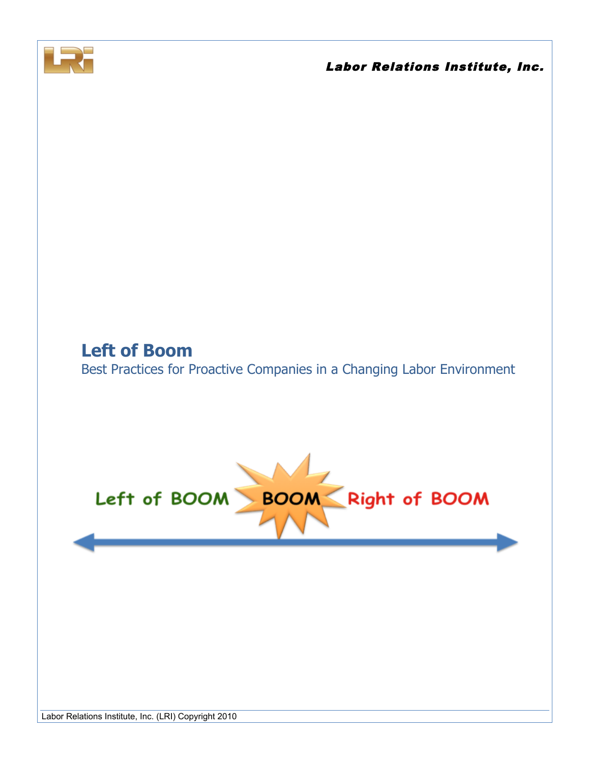Labor Relations Institute, Inc.

# Left of Boom

## Best Practices for Proactive Companies in a Changing Labor Environment

Left of BOOM — BOOM — Right of BOOM

Labor Relations Institute, Inc. (LRI) Copyright 2010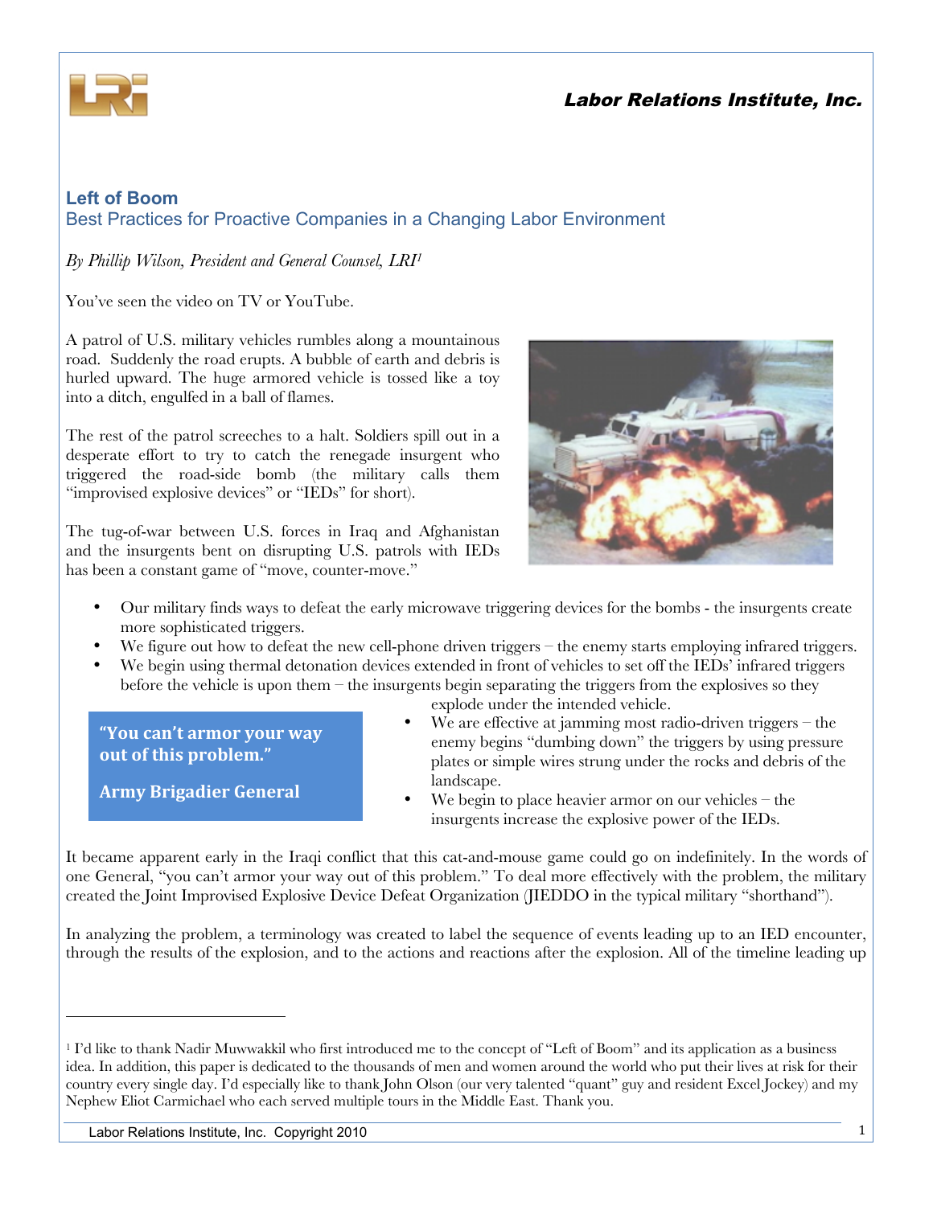## Left of Boom

### Best Practices for Proactive Companies in a Changing Labor Environment

*By Phillip Wilson, President and General Counsel, LRI*[1]

You've seen the video on TV or YouTube.

A patrol of U.S. military vehicles rumbles along a mountainous road. Suddenly the road erupts. A bubble of earth and debris is hurled upward. The huge armored vehicle is tossed like a toy into a ditch, engulfed in a ball of flames.

The rest of the patrol screeches to a halt. Soldiers spill out in a desperate effort to try to catch the renegade insurgent who triggered the road-side bomb (the military calls them "improvised explosive devices" or "IEDs" for short).

The tug-of-war between U.S. forces in Iraq and Afghanistan and the insurgents bent on disrupting U.S. patrols with IEDs has been a constant game of "move, counter-move."

- Our military finds ways to defeat the early microwave triggering devices for the bombs - the insurgents create more sophisticated triggers.
- We figure out how to defeat the new cell-phone driven triggers – the enemy starts employing infrared triggers.
- We begin using thermal detonation devices extended in front of vehicles to set off the IEDs' infrared triggers before the vehicle is upon them – the insurgents begin separating the triggers from the explosives so they explode under the intended vehicle.
- We are effective at jamming most radio-driven triggers – the enemy begins "dumbing down" the triggers by using pressure plates or simple wires strung under the rocks and debris of the landscape.
- We begin to place heavier armor on our vehicles – the insurgents increase the explosive power of the IEDs.

> **"You can't armor your way out of this problem."**
>
> **Army Brigadier General**

It became apparent early in the Iraqi conflict that this cat-and-mouse game could go on indefinitely. In the words of one General, "you can't armor your way out of this problem." To deal more effectively with the problem, the military created the Joint Improvised Explosive Device Defeat Organization (JIEDDO in the typical military "shorthand").

In analyzing the problem, a terminology was created to label the sequence of events leading up to an IED encounter, through the results of the explosion, and to the actions and reactions after the explosion. All of the timeline leading up

---

[1] I'd like to thank Nadir Muwwakkil who first introduced me to the concept of "Left of Boom" and its application as a business idea. In addition, this paper is dedicated to the thousands of men and women around the world who put their lives at risk for their country every single day. I'd especially like to thank John Olson (our very talented "quant" guy and resident Excel Jockey) and my Nephew Eliot Carmichael who each served multiple tours in the Middle East. Thank you.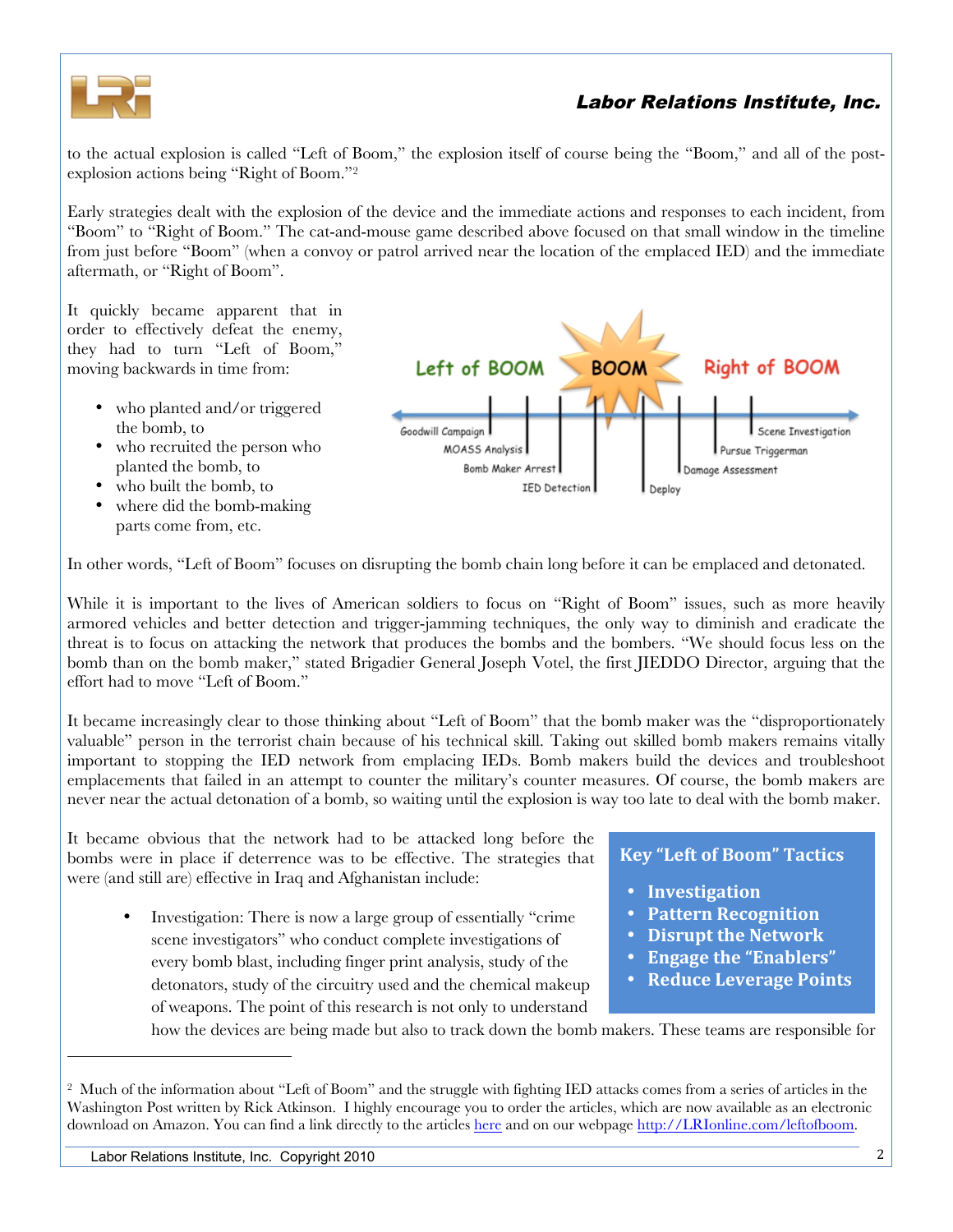to the actual explosion is called "Left of Boom," the explosion itself of course being the "Boom," and all of the post-explosion actions being "Right of Boom."[2]

Early strategies dealt with the explosion of the device and the immediate actions and responses to each incident, from "Boom" to "Right of Boom." The cat-and-mouse game described above focused on that small window in the timeline from just before "Boom" (when a convoy or patrol arrived near the location of the emplaced IED) and the immediate aftermath, or "Right of Boom".

It quickly became apparent that in order to effectively defeat the enemy, they had to turn "Left of Boom," moving backwards in time from:

- who planted and/or triggered the bomb, to
- who recruited the person who planted the bomb, to
- who built the bomb, to
- where did the bomb-making parts come from, etc.

In other words, "Left of Boom" focuses on disrupting the bomb chain long before it can be emplaced and detonated.

While it is important to the lives of American soldiers to focus on "Right of Boom" issues, such as more heavily armored vehicles and better detection and trigger-jamming techniques, the only way to diminish and eradicate the threat is to focus on attacking the network that produces the bombs and the bombers. "We should focus less on the bomb than on the bomb maker," stated Brigadier General Joseph Votel, the first JIEDDO Director, arguing that the effort had to move "Left of Boom."

It became increasingly clear to those thinking about "Left of Boom" that the bomb maker was the "disproportionately valuable" person in the terrorist chain because of his technical skill. Taking out skilled bomb makers remains vitally important to stopping the IED network from emplacing IEDs. Bomb makers build the devices and troubleshoot emplacements that failed in an attempt to counter the military's counter measures. Of course, the bomb makers are never near the actual detonation of a bomb, so waiting until the explosion is way too late to deal with the bomb maker.

It became obvious that the network had to be attacked long before the bombs were in place if deterrence was to be effective. The strategies that were (and still are) effective in Iraq and Afghanistan include:

**Key "Left of Boom" Tactics**

- **Investigation**
- **Pattern Recognition**
- **Disrupt the Network**
- **Engage the "Enablers"**
- **Reduce Leverage Points**

- Investigation: There is now a large group of essentially "crime scene investigators" who conduct complete investigations of every bomb blast, including finger print analysis, study of the detonators, study of the circuitry used and the chemical makeup of weapons. The point of this research is not only to understand how the devices are being made but also to track down the bomb makers. These teams are responsible for

[2] Much of the information about "Left of Boom" and the struggle with fighting IED attacks comes from a series of articles in the Washington Post written by Rick Atkinson. I highly encourage you to order the articles, which are now available as an electronic download on Amazon. You can find a link directly to the articles here and on our webpage http://LRIonline.com/leftofboom.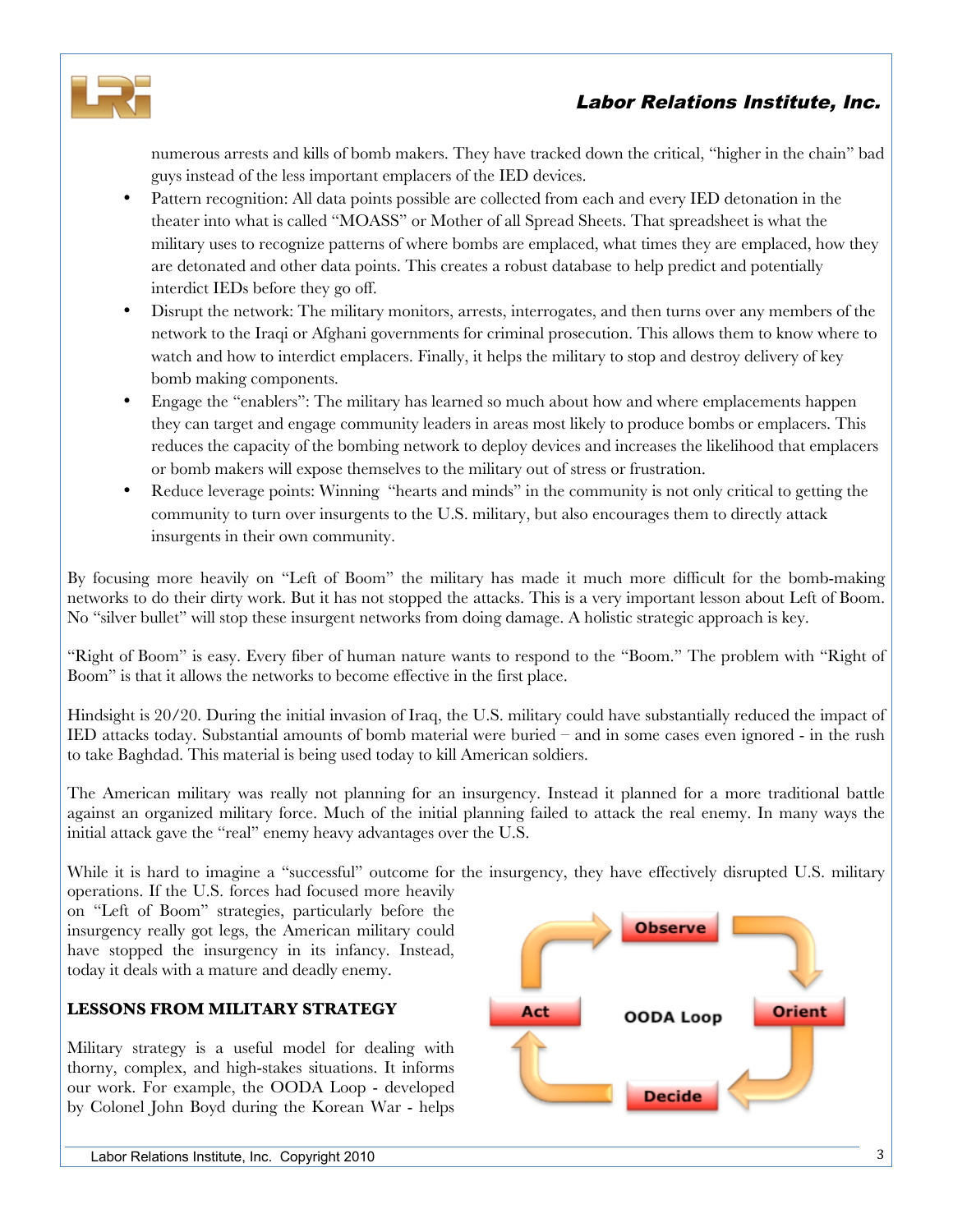numerous arrests and kills of bomb makers. They have tracked down the critical, "higher in the chain" bad guys instead of the less important emplacers of the IED devices.

- Pattern recognition: All data points possible are collected from each and every IED detonation in the theater into what is called "MOASS" or Mother of all Spread Sheets. That spreadsheet is what the military uses to recognize patterns of where bombs are emplaced, what times they are emplaced, how they are detonated and other data points. This creates a robust database to help predict and potentially interdict IEDs before they go off.
- Disrupt the network: The military monitors, arrests, interrogates, and then turns over any members of the network to the Iraqi or Afghani governments for criminal prosecution. This allows them to know where to watch and how to interdict emplacers. Finally, it helps the military to stop and destroy delivery of key bomb making components.
- Engage the "enablers": The military has learned so much about how and where emplacements happen they can target and engage community leaders in areas most likely to produce bombs or emplacers. This reduces the capacity of the bombing network to deploy devices and increases the likelihood that emplacers or bomb makers will expose themselves to the military out of stress or frustration.
- Reduce leverage points: Winning "hearts and minds" in the community is not only critical to getting the community to turn over insurgents to the U.S. military, but also encourages them to directly attack insurgents in their own community.

By focusing more heavily on "Left of Boom" the military has made it much more difficult for the bomb-making networks to do their dirty work. But it has not stopped the attacks. This is a very important lesson about Left of Boom. No "silver bullet" will stop these insurgent networks from doing damage. A holistic strategic approach is key.

"Right of Boom" is easy. Every fiber of human nature wants to respond to the "Boom." The problem with "Right of Boom" is that it allows the networks to become effective in the first place.

Hindsight is 20/20. During the initial invasion of Iraq, the U.S. military could have substantially reduced the impact of IED attacks today. Substantial amounts of bomb material were buried – and in some cases even ignored - in the rush to take Baghdad. This material is being used today to kill American soldiers.

The American military was really not planning for an insurgency. Instead it planned for a more traditional battle against an organized military force. Much of the initial planning failed to attack the real enemy. In many ways the initial attack gave the "real" enemy heavy advantages over the U.S.

While it is hard to imagine a "successful" outcome for the insurgency, they have effectively disrupted U.S. military operations. If the U.S. forces had focused more heavily on "Left of Boom" strategies, particularly before the insurgency really got legs, the American military could have stopped the insurgency in its infancy. Instead, today it deals with a mature and deadly enemy.

Observe → Orient → Decide → Act (OODA Loop)

## LESSONS FROM MILITARY STRATEGY

Military strategy is a useful model for dealing with thorny, complex, and high-stakes situations. It informs our work. For example, the OODA Loop - developed by Colonel John Boyd during the Korean War - helps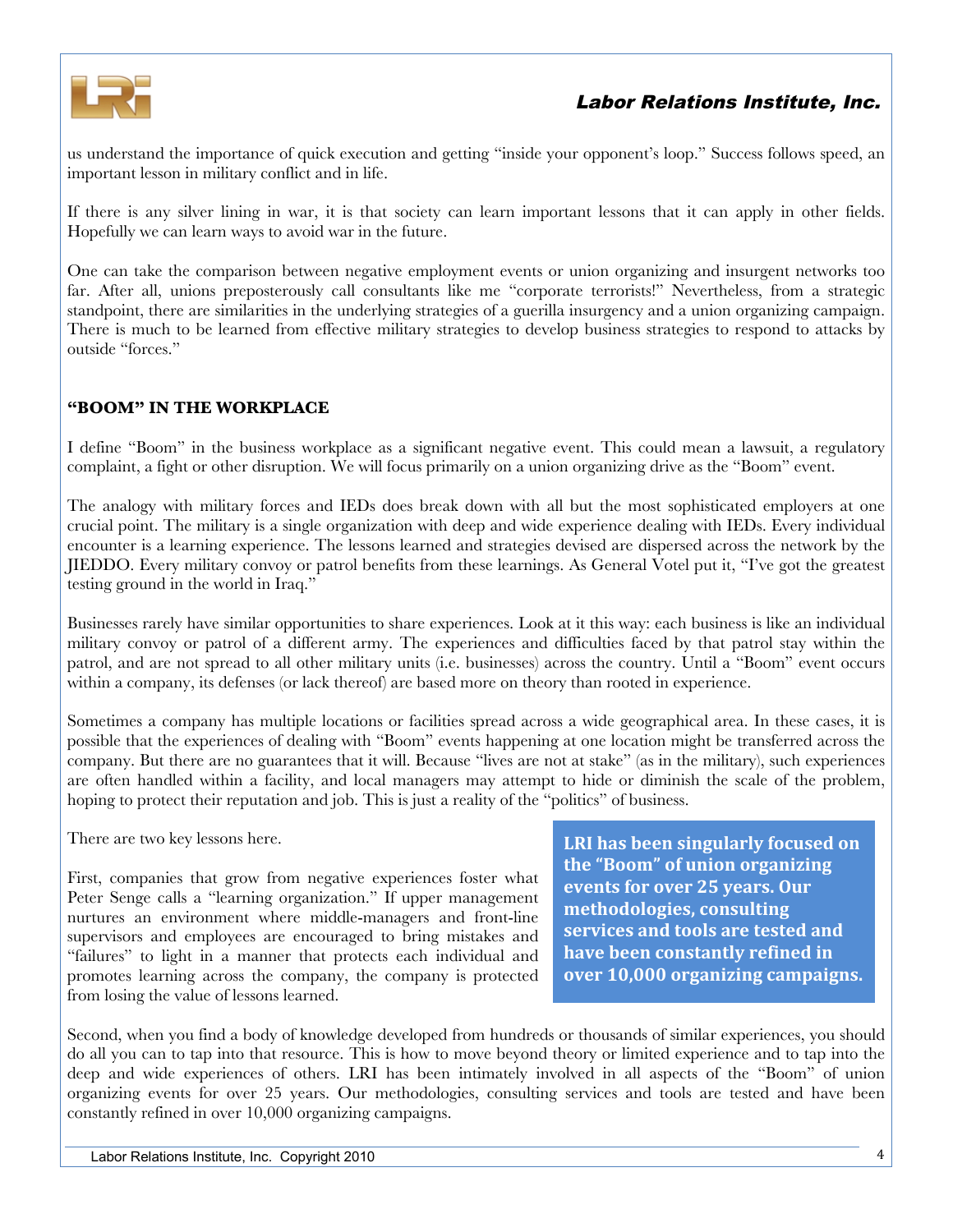us understand the importance of quick execution and getting "inside your opponent's loop." Success follows speed, an important lesson in military conflict and in life.

If there is any silver lining in war, it is that society can learn important lessons that it can apply in other fields. Hopefully we can learn ways to avoid war in the future.

One can take the comparison between negative employment events or union organizing and insurgent networks too far. After all, unions preposterously call consultants like me "corporate terrorists!" Nevertheless, from a strategic standpoint, there are similarities in the underlying strategies of a guerilla insurgency and a union organizing campaign. There is much to be learned from effective military strategies to develop business strategies to respond to attacks by outside "forces."

## "BOOM" IN THE WORKPLACE

I define "Boom" in the business workplace as a significant negative event. This could mean a lawsuit, a regulatory complaint, a fight or other disruption. We will focus primarily on a union organizing drive as the "Boom" event.

The analogy with military forces and IEDs does break down with all but the most sophisticated employers at one crucial point. The military is a single organization with deep and wide experience dealing with IEDs. Every individual encounter is a learning experience. The lessons learned and strategies devised are dispersed across the network by the JIEDDO. Every military convoy or patrol benefits from these learnings. As General Votel put it, "I've got the greatest testing ground in the world in Iraq."

Businesses rarely have similar opportunities to share experiences. Look at it this way: each business is like an individual military convoy or patrol of a different army. The experiences and difficulties faced by that patrol stay within the patrol, and are not spread to all other military units (i.e. businesses) across the country. Until a "Boom" event occurs within a company, its defenses (or lack thereof) are based more on theory than rooted in experience.

Sometimes a company has multiple locations or facilities spread across a wide geographical area. In these cases, it is possible that the experiences of dealing with "Boom" events happening at one location might be transferred across the company. But there are no guarantees that it will. Because "lives are not at stake" (as in the military), such experiences are often handled within a facility, and local managers may attempt to hide or diminish the scale of the problem, hoping to protect their reputation and job. This is just a reality of the "politics" of business.

There are two key lessons here.

First, companies that grow from negative experiences foster what Peter Senge calls a "learning organization." If upper management nurtures an environment where middle-managers and front-line supervisors and employees are encouraged to bring mistakes and "failures" to light in a manner that protects each individual and promotes learning across the company, the company is protected from losing the value of lessons learned.

**LRI has been singularly focused on the "Boom" of union organizing events for over 25 years. Our methodologies, consulting services and tools are tested and have been constantly refined in over 10,000 organizing campaigns.**

Second, when you find a body of knowledge developed from hundreds or thousands of similar experiences, you should do all you can to tap into that resource. This is how to move beyond theory or limited experience and to tap into the deep and wide experiences of others. LRI has been intimately involved in all aspects of the "Boom" of union organizing events for over 25 years. Our methodologies, consulting services and tools are tested and have been constantly refined in over 10,000 organizing campaigns.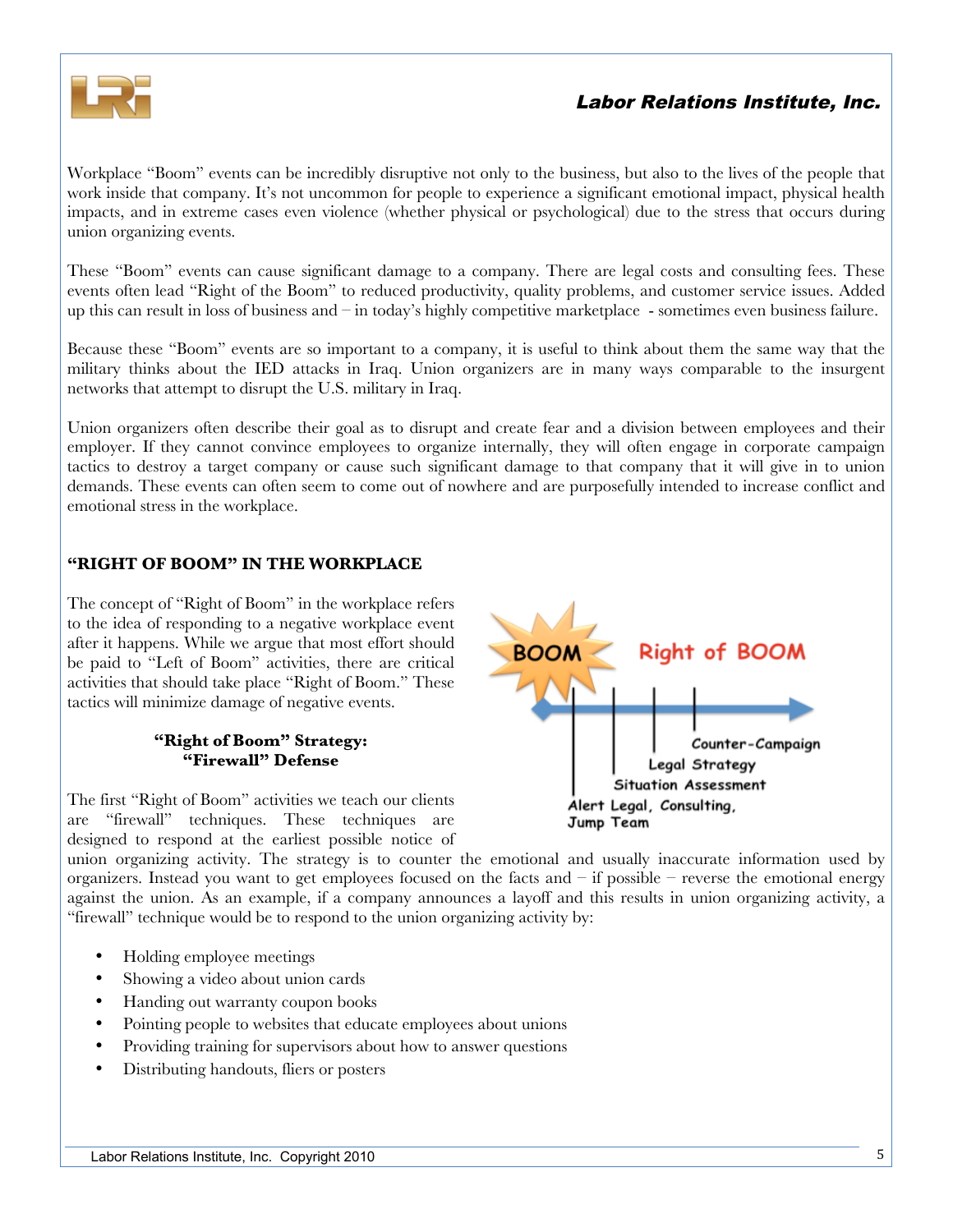Workplace "Boom" events can be incredibly disruptive not only to the business, but also to the lives of the people that work inside that company. It's not uncommon for people to experience a significant emotional impact, physical health impacts, and in extreme cases even violence (whether physical or psychological) due to the stress that occurs during union organizing events.

These "Boom" events can cause significant damage to a company. There are legal costs and consulting fees. These events often lead "Right of the Boom" to reduced productivity, quality problems, and customer service issues. Added up this can result in loss of business and – in today's highly competitive marketplace - sometimes even business failure.

Because these "Boom" events are so important to a company, it is useful to think about them the same way that the military thinks about the IED attacks in Iraq. Union organizers are in many ways comparable to the insurgent networks that attempt to disrupt the U.S. military in Iraq.

Union organizers often describe their goal as to disrupt and create fear and a division between employees and their employer. If they cannot convince employees to organize internally, they will often engage in corporate campaign tactics to destroy a target company or cause such significant damage to that company that it will give in to union demands. These events can often seem to come out of nowhere and are purposefully intended to increase conflict and emotional stress in the workplace.

## "RIGHT OF BOOM" IN THE WORKPLACE

The concept of "Right of Boom" in the workplace refers to the idea of responding to a negative workplace event after it happens. While we argue that most effort should be paid to "Left of Boom" activities, there are critical activities that should take place "Right of Boom." These tactics will minimize damage of negative events.

BOOM — Right of BOOM

- Alert Legal, Consulting, Jump Team
- Situation Assessment
- Legal Strategy
- Counter-Campaign

### "Right of Boom" Strategy: "Firewall" Defense

The first "Right of Boom" activities we teach our clients are "firewall" techniques. These techniques are designed to respond at the earliest possible notice of union organizing activity. The strategy is to counter the emotional and usually inaccurate information used by organizers. Instead you want to get employees focused on the facts and – if possible – reverse the emotional energy against the union. As an example, if a company announces a layoff and this results in union organizing activity, a "firewall" technique would be to respond to the union organizing activity by:

- Holding employee meetings
- Showing a video about union cards
- Handing out warranty coupon books
- Pointing people to websites that educate employees about unions
- Providing training for supervisors about how to answer questions
- Distributing handouts, fliers or posters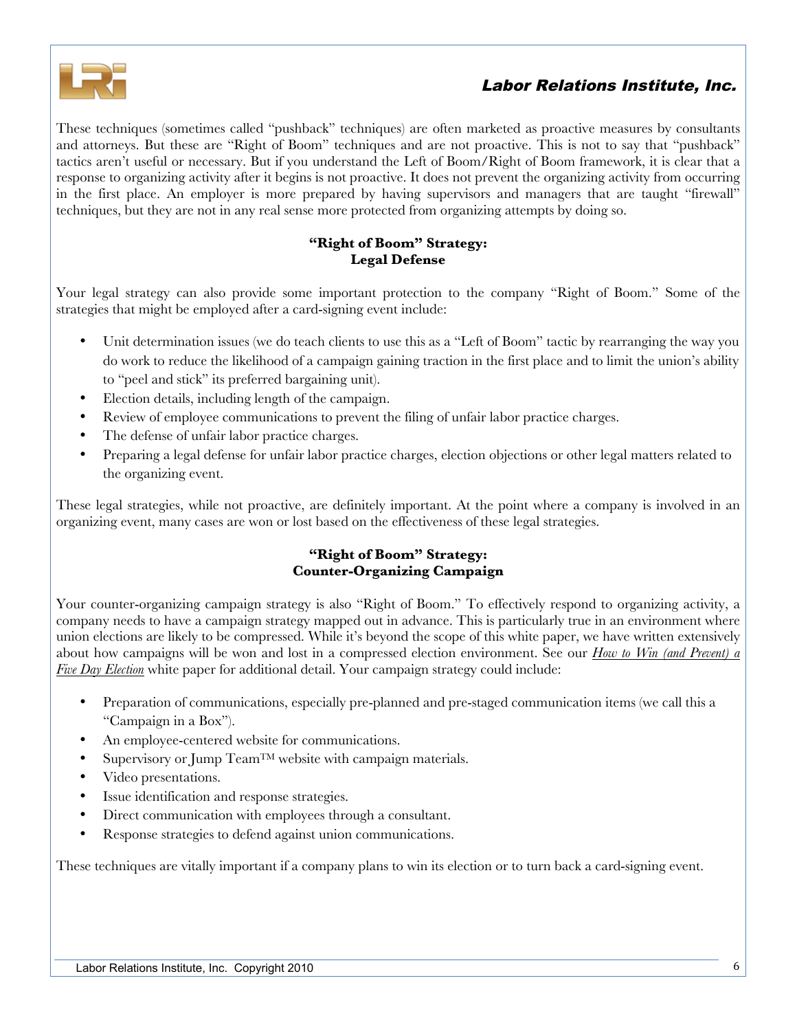These techniques (sometimes called "pushback" techniques) are often marketed as proactive measures by consultants and attorneys. But these are "Right of Boom" techniques and are not proactive. This is not to say that "pushback" tactics aren't useful or necessary. But if you understand the Left of Boom/Right of Boom framework, it is clear that a response to organizing activity after it begins is not proactive. It does not prevent the organizing activity from occurring in the first place. An employer is more prepared by having supervisors and managers that are taught "firewall" techniques, but they are not in any real sense more protected from organizing attempts by doing so.

### "Right of Boom" Strategy: Legal Defense

Your legal strategy can also provide some important protection to the company "Right of Boom." Some of the strategies that might be employed after a card-signing event include:

- Unit determination issues (we do teach clients to use this as a "Left of Boom" tactic by rearranging the way you do work to reduce the likelihood of a campaign gaining traction in the first place and to limit the union's ability to "peel and stick" its preferred bargaining unit).
- Election details, including length of the campaign.
- Review of employee communications to prevent the filing of unfair labor practice charges.
- The defense of unfair labor practice charges.
- Preparing a legal defense for unfair labor practice charges, election objections or other legal matters related to the organizing event.

These legal strategies, while not proactive, are definitely important. At the point where a company is involved in an organizing event, many cases are won or lost based on the effectiveness of these legal strategies.

### "Right of Boom" Strategy: Counter-Organizing Campaign

Your counter-organizing campaign strategy is also "Right of Boom." To effectively respond to organizing activity, a company needs to have a campaign strategy mapped out in advance. This is particularly true in an environment where union elections are likely to be compressed. While it's beyond the scope of this white paper, we have written extensively about how campaigns will be won and lost in a compressed election environment. See our *How to Win (and Prevent) a Five Day Election* white paper for additional detail. Your campaign strategy could include:

- Preparation of communications, especially pre-planned and pre-staged communication items (we call this a "Campaign in a Box").
- An employee-centered website for communications.
- Supervisory or Jump Team™ website with campaign materials.
- Video presentations.
- Issue identification and response strategies.
- Direct communication with employees through a consultant.
- Response strategies to defend against union communications.

These techniques are vitally important if a company plans to win its election or to turn back a card-signing event.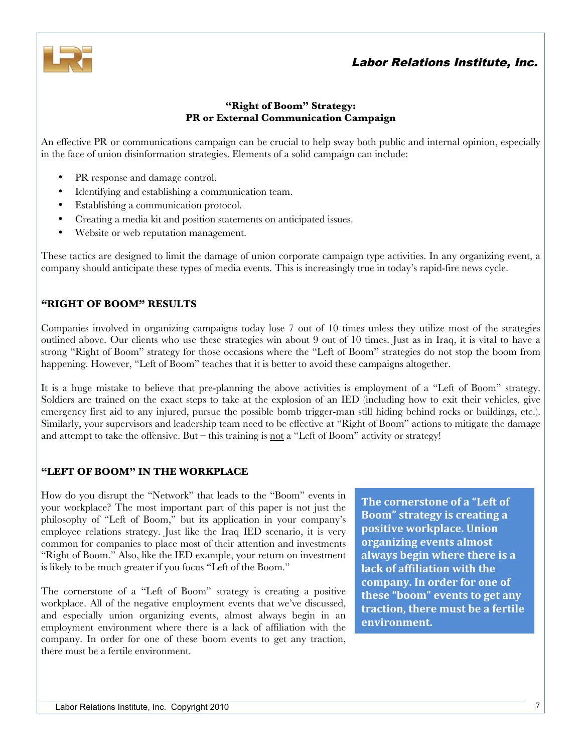**"Right of Boom" Strategy:**
**PR or External Communication Campaign**

An effective PR or communications campaign can be crucial to help sway both public and internal opinion, especially in the face of union disinformation strategies. Elements of a solid campaign can include:

- PR response and damage control.
- Identifying and establishing a communication team.
- Establishing a communication protocol.
- Creating a media kit and position statements on anticipated issues.
- Website or web reputation management.

These tactics are designed to limit the damage of union corporate campaign type activities. In any organizing event, a company should anticipate these types of media events. This is increasingly true in today's rapid-fire news cycle.

## "RIGHT OF BOOM" RESULTS

Companies involved in organizing campaigns today lose 7 out of 10 times unless they utilize most of the strategies outlined above. Our clients who use these strategies win about 9 out of 10 times. Just as in Iraq, it is vital to have a strong "Right of Boom" strategy for those occasions where the "Left of Boom" strategies do not stop the boom from happening. However, "Left of Boom" teaches that it is better to avoid these campaigns altogether.

It is a huge mistake to believe that pre-planning the above activities is employment of a "Left of Boom" strategy. Soldiers are trained on the exact steps to take at the explosion of an IED (including how to exit their vehicles, give emergency first aid to any injured, pursue the possible bomb trigger-man still hiding behind rocks or buildings, etc.). Similarly, your supervisors and leadership team need to be effective at "Right of Boom" actions to mitigate the damage and attempt to take the offensive. But – this training is <u>not</u> a "Left of Boom" activity or strategy!

## "LEFT OF BOOM" IN THE WORKPLACE

How do you disrupt the "Network" that leads to the "Boom" events in your workplace? The most important part of this paper is not just the philosophy of "Left of Boom," but its application in your company's employee relations strategy. Just like the Iraq IED scenario, it is very common for companies to place most of their attention and investments "Right of Boom." Also, like the IED example, your return on investment is likely to be much greater if you focus "Left of the Boom."

The cornerstone of a "Left of Boom" strategy is creating a positive workplace. All of the negative employment events that we've discussed, and especially union organizing events, almost always begin in an employment environment where there is a lack of affiliation with the company. In order for one of these boom events to get any traction, there must be a fertile environment.

> **The cornerstone of a "Left of Boom" strategy is creating a positive workplace. Union organizing events almost always begin where there is a lack of affiliation with the company. In order for one of these "boom" events to get any traction, there must be a fertile environment.**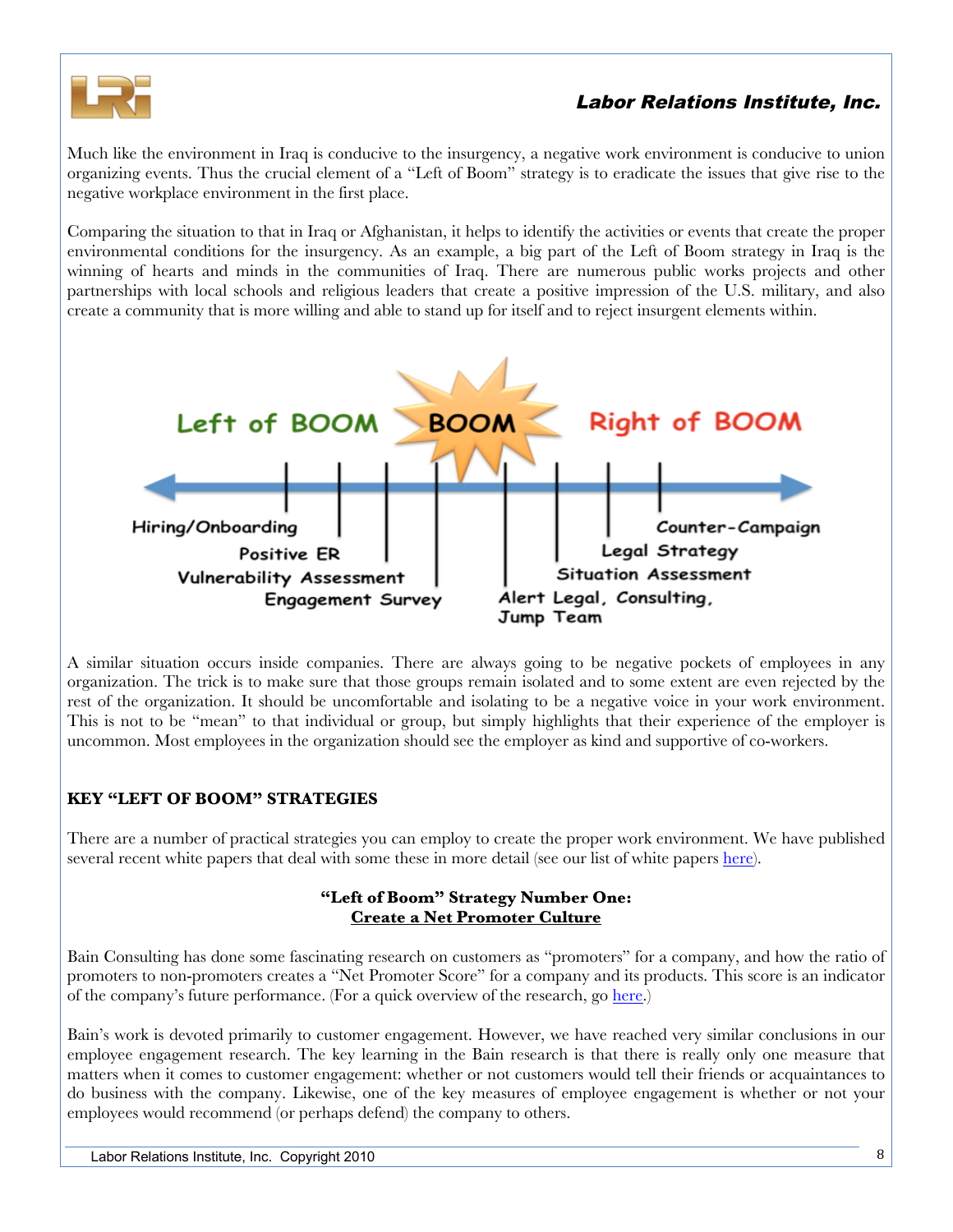Much like the environment in Iraq is conducive to the insurgency, a negative work environment is conducive to union organizing events. Thus the crucial element of a "Left of Boom" strategy is to eradicate the issues that give rise to the negative workplace environment in the first place.

Comparing the situation to that in Iraq or Afghanistan, it helps to identify the activities or events that create the proper environmental conditions for the insurgency. As an example, a big part of the Left of Boom strategy in Iraq is the winning of hearts and minds in the communities of Iraq. There are numerous public works projects and other partnerships with local schools and religious leaders that create a positive impression of the U.S. military, and also create a community that is more willing and able to stand up for itself and to reject insurgent elements within.

Left of BOOM | BOOM | Right of BOOM

Hiring/Onboarding
Positive ER
Vulnerability Assessment
Engagement Survey
Alert Legal, Consulting, Jump Team
Situation Assessment
Legal Strategy
Counter-Campaign

A similar situation occurs inside companies. There are always going to be negative pockets of employees in any organization. The trick is to make sure that those groups remain isolated and to some extent are even rejected by the rest of the organization. It should be uncomfortable and isolating to be a negative voice in your work environment. This is not to be "mean" to that individual or group, but simply highlights that their experience of the employer is uncommon. Most employees in the organization should see the employer as kind and supportive of co-workers.

## KEY "LEFT OF BOOM" STRATEGIES

There are a number of practical strategies you can employ to create the proper work environment. We have published several recent white papers that deal with some these in more detail (see our list of white papers here).

### "Left of Boom" Strategy Number One: Create a Net Promoter Culture

Bain Consulting has done some fascinating research on customers as "promoters" for a company, and how the ratio of promoters to non-promoters creates a "Net Promoter Score" for a company and its products. This score is an indicator of the company's future performance. (For a quick overview of the research, go here.)

Bain's work is devoted primarily to customer engagement. However, we have reached very similar conclusions in our employee engagement research. The key learning in the Bain research is that there is really only one measure that matters when it comes to customer engagement: whether or not customers would tell their friends or acquaintances to do business with the company. Likewise, one of the key measures of employee engagement is whether or not your employees would recommend (or perhaps defend) the company to others.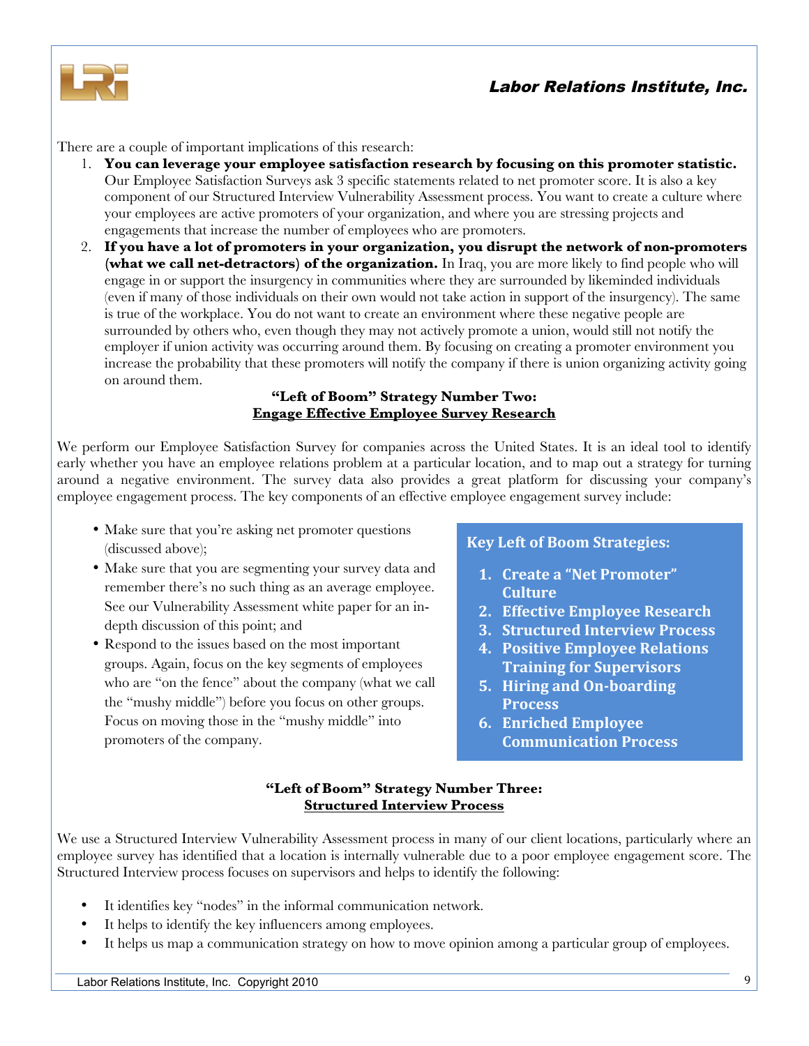There are a couple of important implications of this research:

1. **You can leverage your employee satisfaction research by focusing on this promoter statistic.** Our Employee Satisfaction Surveys ask 3 specific statements related to net promoter score. It is also a key component of our Structured Interview Vulnerability Assessment process. You want to create a culture where your employees are active promoters of your organization, and where you are stressing projects and engagements that increase the number of employees who are promoters.
2. **If you have a lot of promoters in your organization, you disrupt the network of non-promoters (what we call net-detractors) of the organization.** In Iraq, you are more likely to find people who will engage in or support the insurgency in communities where they are surrounded by likeminded individuals (even if many of those individuals on their own would not take action in support of the insurgency). The same is true of the workplace. You do not want to create an environment where these negative people are surrounded by others who, even though they may not actively promote a union, would still not notify the employer if union activity was occurring around them. By focusing on creating a promoter environment you increase the probability that these promoters will notify the company if there is union organizing activity going on around them.

### "Left of Boom" Strategy Number Two: Engage Effective Employee Survey Research

We perform our Employee Satisfaction Survey for companies across the United States. It is an ideal tool to identify early whether you have an employee relations problem at a particular location, and to map out a strategy for turning around a negative environment. The survey data also provides a great platform for discussing your company's employee engagement process. The key components of an effective employee engagement survey include:

- Make sure that you're asking net promoter questions (discussed above);
- Make sure that you are segmenting your survey data and remember there's no such thing as an average employee. See our Vulnerability Assessment white paper for an in-depth discussion of this point; and
- Respond to the issues based on the most important groups. Again, focus on the key segments of employees who are "on the fence" about the company (what we call the "mushy middle") before you focus on other groups. Focus on moving those in the "mushy middle" into promoters of the company.

**Key Left of Boom Strategies:**

1. **Create a "Net Promoter" Culture**
2. **Effective Employee Research**
3. **Structured Interview Process**
4. **Positive Employee Relations Training for Supervisors**
5. **Hiring and On-boarding Process**
6. **Enriched Employee Communication Process**

### "Left of Boom" Strategy Number Three: Structured Interview Process

We use a Structured Interview Vulnerability Assessment process in many of our client locations, particularly where an employee survey has identified that a location is internally vulnerable due to a poor employee engagement score. The Structured Interview process focuses on supervisors and helps to identify the following:

- It identifies key "nodes" in the informal communication network.
- It helps to identify the key influencers among employees.
- It helps us map a communication strategy on how to move opinion among a particular group of employees.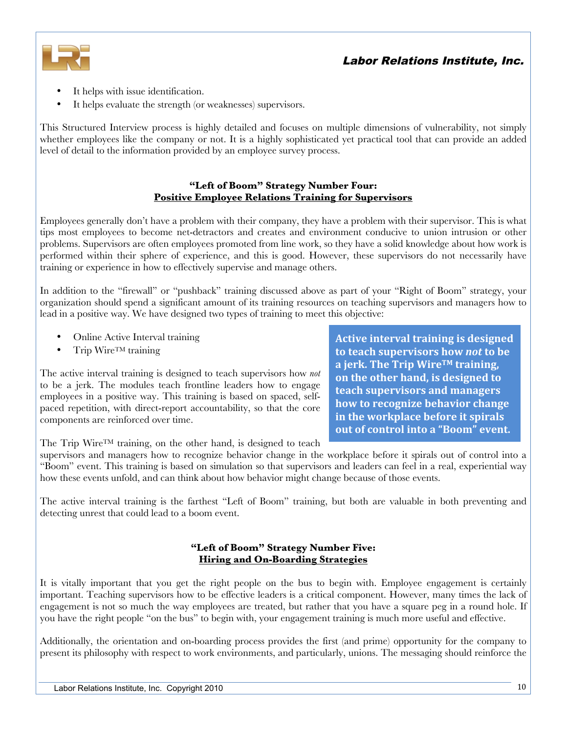- It helps with issue identification.
- It helps evaluate the strength (or weaknesses) supervisors.

This Structured Interview process is highly detailed and focuses on multiple dimensions of vulnerability, not simply whether employees like the company or not. It is a highly sophisticated yet practical tool that can provide an added level of detail to the information provided by an employee survey process.

### "Left of Boom" Strategy Number Four: Positive Employee Relations Training for Supervisors

Employees generally don't have a problem with their company, they have a problem with their supervisor. This is what tips most employees to become net-detractors and creates and environment conducive to union intrusion or other problems. Supervisors are often employees promoted from line work, so they have a solid knowledge about how work is performed within their sphere of experience, and this is good. However, these supervisors do not necessarily have training or experience in how to effectively supervise and manage others.

In addition to the "firewall" or "pushback" training discussed above as part of your "Right of Boom" strategy, your organization should spend a significant amount of its training resources on teaching supervisors and managers how to lead in a positive way. We have designed two types of training to meet this objective:

- Online Active Interval training
- Trip Wire™ training

**Active interval training is designed to teach supervisors how *not* to be a jerk. The Trip Wire™ training, on the other hand, is designed to teach supervisors and managers how to recognize behavior change in the workplace before it spirals out of control into a "Boom" event.**

The active interval training is designed to teach supervisors how *not* to be a jerk. The modules teach frontline leaders how to engage employees in a positive way. This training is based on spaced, self-paced repetition, with direct-report accountability, so that the core components are reinforced over time.

The Trip Wire™ training, on the other hand, is designed to teach supervisors and managers how to recognize behavior change in the workplace before it spirals out of control into a "Boom" event. This training is based on simulation so that supervisors and leaders can feel in a real, experiential way how these events unfold, and can think about how behavior might change because of those events.

The active interval training is the farthest "Left of Boom" training, but both are valuable in both preventing and detecting unrest that could lead to a boom event.

### "Left of Boom" Strategy Number Five: Hiring and On-Boarding Strategies

It is vitally important that you get the right people on the bus to begin with. Employee engagement is certainly important. Teaching supervisors how to be effective leaders is a critical component. However, many times the lack of engagement is not so much the way employees are treated, but rather that you have a square peg in a round hole. If you have the right people "on the bus" to begin with, your engagement training is much more useful and effective.

Additionally, the orientation and on-boarding process provides the first (and prime) opportunity for the company to present its philosophy with respect to work environments, and particularly, unions. The messaging should reinforce the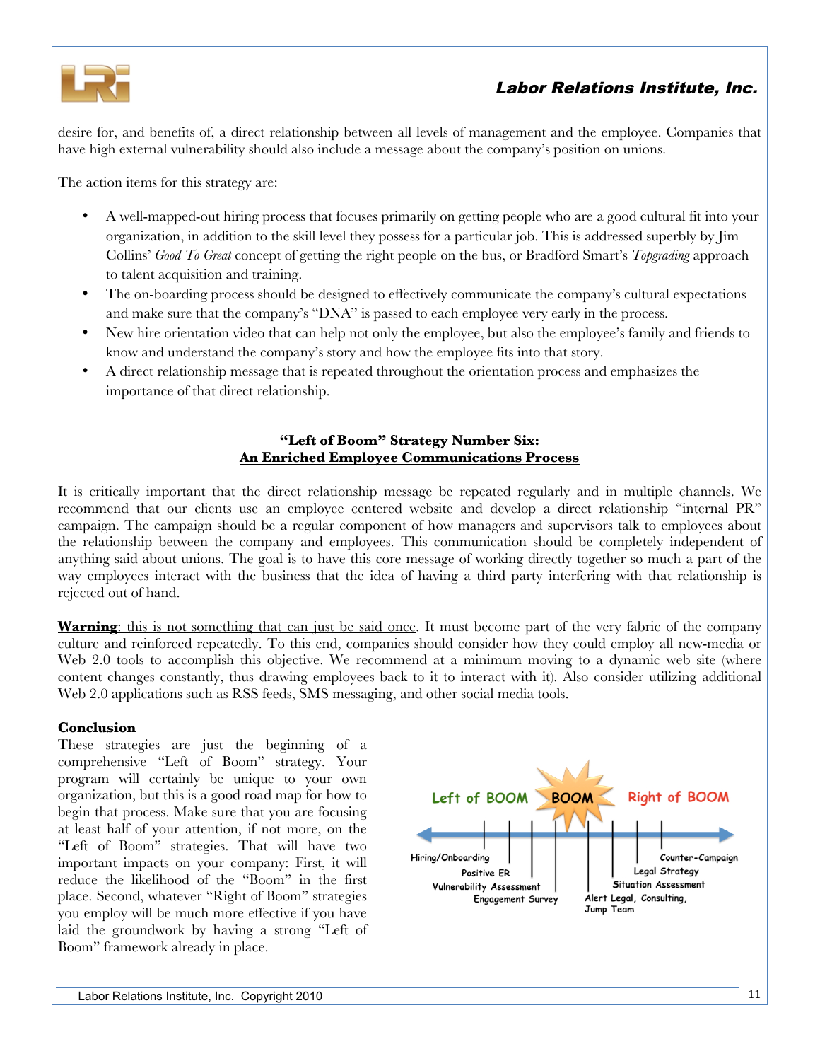desire for, and benefits of, a direct relationship between all levels of management and the employee. Companies that have high external vulnerability should also include a message about the company's position on unions.

The action items for this strategy are:

- A well-mapped-out hiring process that focuses primarily on getting people who are a good cultural fit into your organization, in addition to the skill level they possess for a particular job. This is addressed superbly by Jim Collins' *Good To Great* concept of getting the right people on the bus, or Bradford Smart's *Topgrading* approach to talent acquisition and training.
- The on-boarding process should be designed to effectively communicate the company's cultural expectations and make sure that the company's "DNA" is passed to each employee very early in the process.
- New hire orientation video that can help not only the employee, but also the employee's family and friends to know and understand the company's story and how the employee fits into that story.
- A direct relationship message that is repeated throughout the orientation process and emphasizes the importance of that direct relationship.

### "Left of Boom" Strategy Number Six: An Enriched Employee Communications Process

It is critically important that the direct relationship message be repeated regularly and in multiple channels. We recommend that our clients use an employee centered website and develop a direct relationship "internal PR" campaign. The campaign should be a regular component of how managers and supervisors talk to employees about the relationship between the company and employees. This communication should be completely independent of anything said about unions. The goal is to have this core message of working directly together so much a part of the way employees interact with the business that the idea of having a third party interfering with that relationship is rejected out of hand.

**Warning**: this is not something that can just be said once. It must become part of the very fabric of the company culture and reinforced repeatedly. To this end, companies should consider how they could employ all new-media or Web 2.0 tools to accomplish this objective. We recommend at a minimum moving to a dynamic web site (where content changes constantly, thus drawing employees back to it to interact with it). Also consider utilizing additional Web 2.0 applications such as RSS feeds, SMS messaging, and other social media tools.

**Conclusion**

These strategies are just the beginning of a comprehensive "Left of Boom" strategy. Your program will certainly be unique to your own organization, but this is a good road map for how to begin that process. Make sure that you are focusing at least half of your attention, if not more, on the "Left of Boom" strategies. That will have two important impacts on your company: First, it will reduce the likelihood of the "Boom" in the first place. Second, whatever "Right of Boom" strategies you employ will be much more effective if you have laid the groundwork by having a strong "Left of Boom" framework already in place.

Left of BOOM — BOOM — Right of BOOM

Hiring/Onboarding, Positive ER, Vulnerability Assessment, Engagement Survey | Alert Legal, Consulting, Jump Team, Situation Assessment, Legal Strategy, Counter-Campaign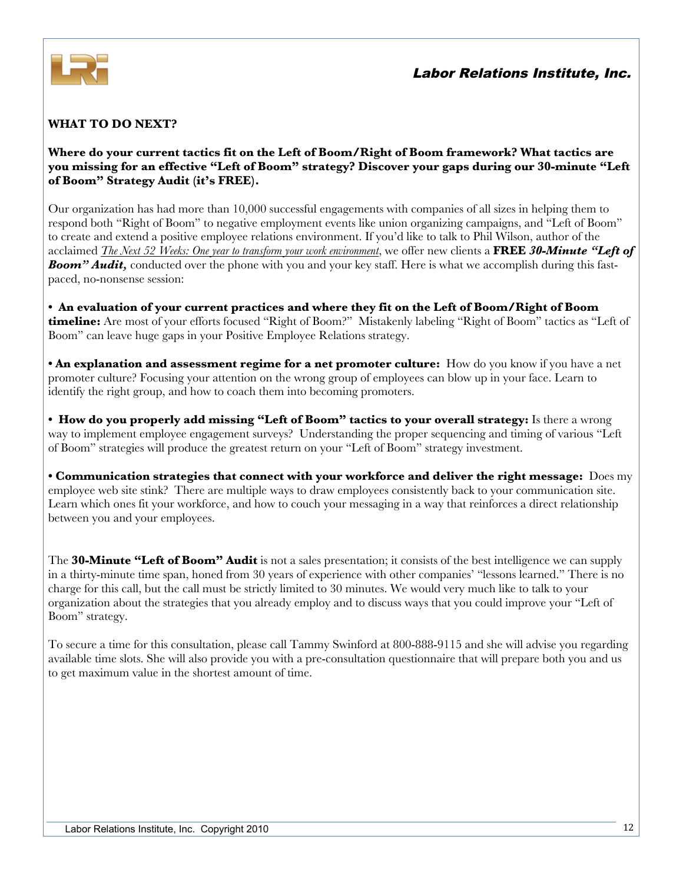## WHAT TO DO NEXT?

**Where do your current tactics fit on the Left of Boom/Right of Boom framework? What tactics are you missing for an effective "Left of Boom" strategy? Discover your gaps during our 30-minute "Left of Boom" Strategy Audit (it's FREE).**

Our organization has had more than 10,000 successful engagements with companies of all sizes in helping them to respond both "Right of Boom" to negative employment events like union organizing campaigns, and "Left of Boom" to create and extend a positive employee relations environment. If you'd like to talk to Phil Wilson, author of the acclaimed *The Next 52 Weeks: One year to transform your work environment*, we offer new clients a **FREE** ***30-Minute "Left of Boom" Audit,*** conducted over the phone with you and your key staff. Here is what we accomplish during this fast-paced, no-nonsense session:

- **An evaluation of your current practices and where they fit on the Left of Boom/Right of Boom timeline:** Are most of your efforts focused "Right of Boom?" Mistakenly labeling "Right of Boom" tactics as "Left of Boom" can leave huge gaps in your Positive Employee Relations strategy.

- **An explanation and assessment regime for a net promoter culture:** How do you know if you have a net promoter culture? Focusing your attention on the wrong group of employees can blow up in your face. Learn to identify the right group, and how to coach them into becoming promoters.

- **How do you properly add missing "Left of Boom" tactics to your overall strategy:** Is there a wrong way to implement employee engagement surveys? Understanding the proper sequencing and timing of various "Left of Boom" strategies will produce the greatest return on your "Left of Boom" strategy investment.

- **Communication strategies that connect with your workforce and deliver the right message:** Does my employee web site stink? There are multiple ways to draw employees consistently back to your communication site. Learn which ones fit your workforce, and how to couch your messaging in a way that reinforces a direct relationship between you and your employees.

The **30-Minute "Left of Boom" Audit** is not a sales presentation; it consists of the best intelligence we can supply in a thirty-minute time span, honed from 30 years of experience with other companies' "lessons learned." There is no charge for this call, but the call must be strictly limited to 30 minutes. We would very much like to talk to your organization about the strategies that you already employ and to discuss ways that you could improve your "Left of Boom" strategy.

To secure a time for this consultation, please call Tammy Swinford at 800-888-9115 and she will advise you regarding available time slots. She will also provide you with a pre-consultation questionnaire that will prepare both you and us to get maximum value in the shortest amount of time.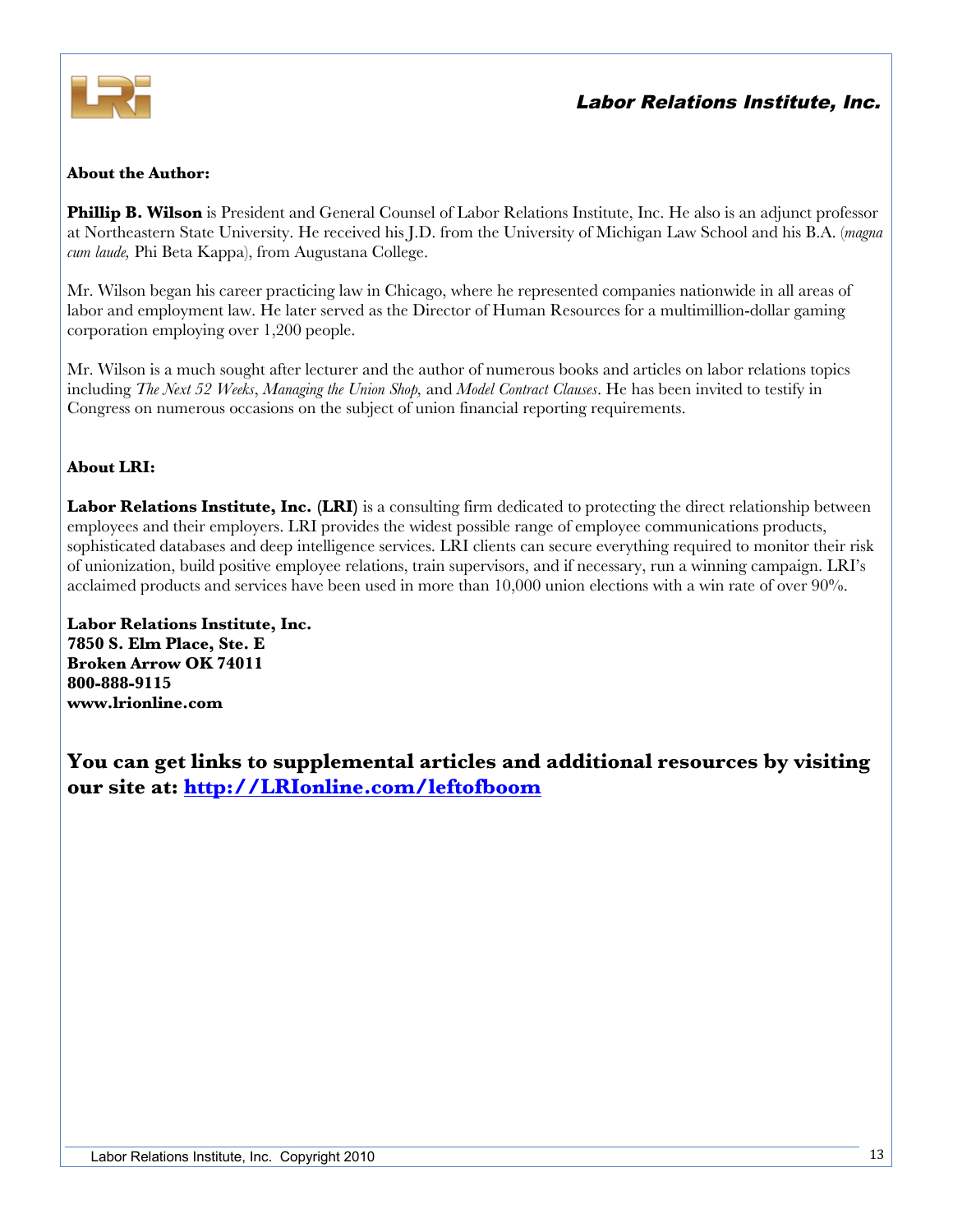**About the Author:**

**Phillip B. Wilson** is President and General Counsel of Labor Relations Institute, Inc. He also is an adjunct professor at Northeastern State University. He received his J.D. from the University of Michigan Law School and his B.A. (*magna cum laude,* Phi Beta Kappa), from Augustana College.

Mr. Wilson began his career practicing law in Chicago, where he represented companies nationwide in all areas of labor and employment law. He later served as the Director of Human Resources for a multimillion-dollar gaming corporation employing over 1,200 people.

Mr. Wilson is a much sought after lecturer and the author of numerous books and articles on labor relations topics including *The Next 52 Weeks*, *Managing the Union Shop,* and *Model Contract Clauses*. He has been invited to testify in Congress on numerous occasions on the subject of union financial reporting requirements.

**About LRI:**

**Labor Relations Institute, Inc.** (**LRI**) is a consulting firm dedicated to protecting the direct relationship between employees and their employers. LRI provides the widest possible range of employee communications products, sophisticated databases and deep intelligence services. LRI clients can secure everything required to monitor their risk of unionization, build positive employee relations, train supervisors, and if necessary, run a winning campaign. LRI's acclaimed products and services have been used in more than 10,000 union elections with a win rate of over 90%.

**Labor Relations Institute, Inc.**
**7850 S. Elm Place, Ste. E**
**Broken Arrow OK 74011**
**800-888-9115**
**www.lrionline.com**

**You can get links to supplemental articles and additional resources by visiting our site at: [http://LRIonline.com/leftofboom](http://LRIonline.com/leftofboom)**